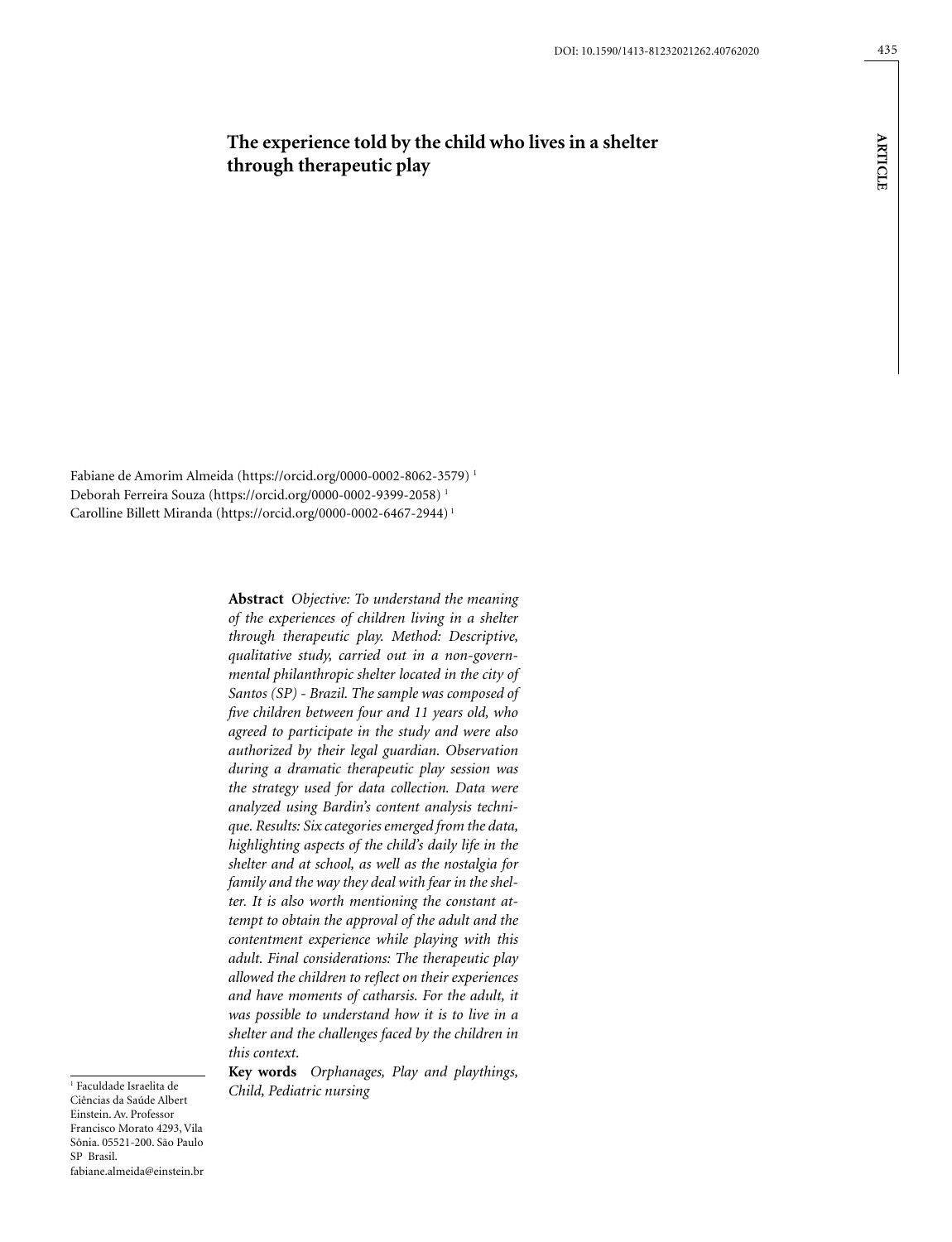DOI: 10.1590/1413-81232021262.40762020

ARTICLE

# The experience told by the child who lives in a shelter through therapeutic play

Fabiane de Amorim Almeida (https://orcid.org/0000-0002-8062-3579) [1]
Deborah Ferreira Souza (https://orcid.org/0000-0002-9399-2058) [1]
Carolline Billett Miranda (https://orcid.org/0000-0002-6467-2944) [1]

[1] Faculdade Israelita de Ciências da Saúde Albert Einstein. Av. Professor Francisco Morato 4293, Vila Sônia. 05521-200. São Paulo SP Brasil. fabiane.almeida@einstein.br

**Abstract** *Objective: To understand the meaning of the experiences of children living in a shelter through therapeutic play. Method: Descriptive, qualitative study, carried out in a non-governmental philanthropic shelter located in the city of Santos (SP) - Brazil. The sample was composed of five children between four and 11 years old, who agreed to participate in the study and were also authorized by their legal guardian. Observation during a dramatic therapeutic play session was the strategy used for data collection. Data were analyzed using Bardin's content analysis technique. Results: Six categories emerged from the data, highlighting aspects of the child's daily life in the shelter and at school, as well as the nostalgia for family and the way they deal with fear in the shelter. It is also worth mentioning the constant attempt to obtain the approval of the adult and the contentment experience while playing with this adult. Final considerations: The therapeutic play allowed the children to reflect on their experiences and have moments of catharsis. For the adult, it was possible to understand how it is to live in a shelter and the challenges faced by the children in this context.*

**Key words** *Orphanages, Play and playthings, Child, Pediatric nursing*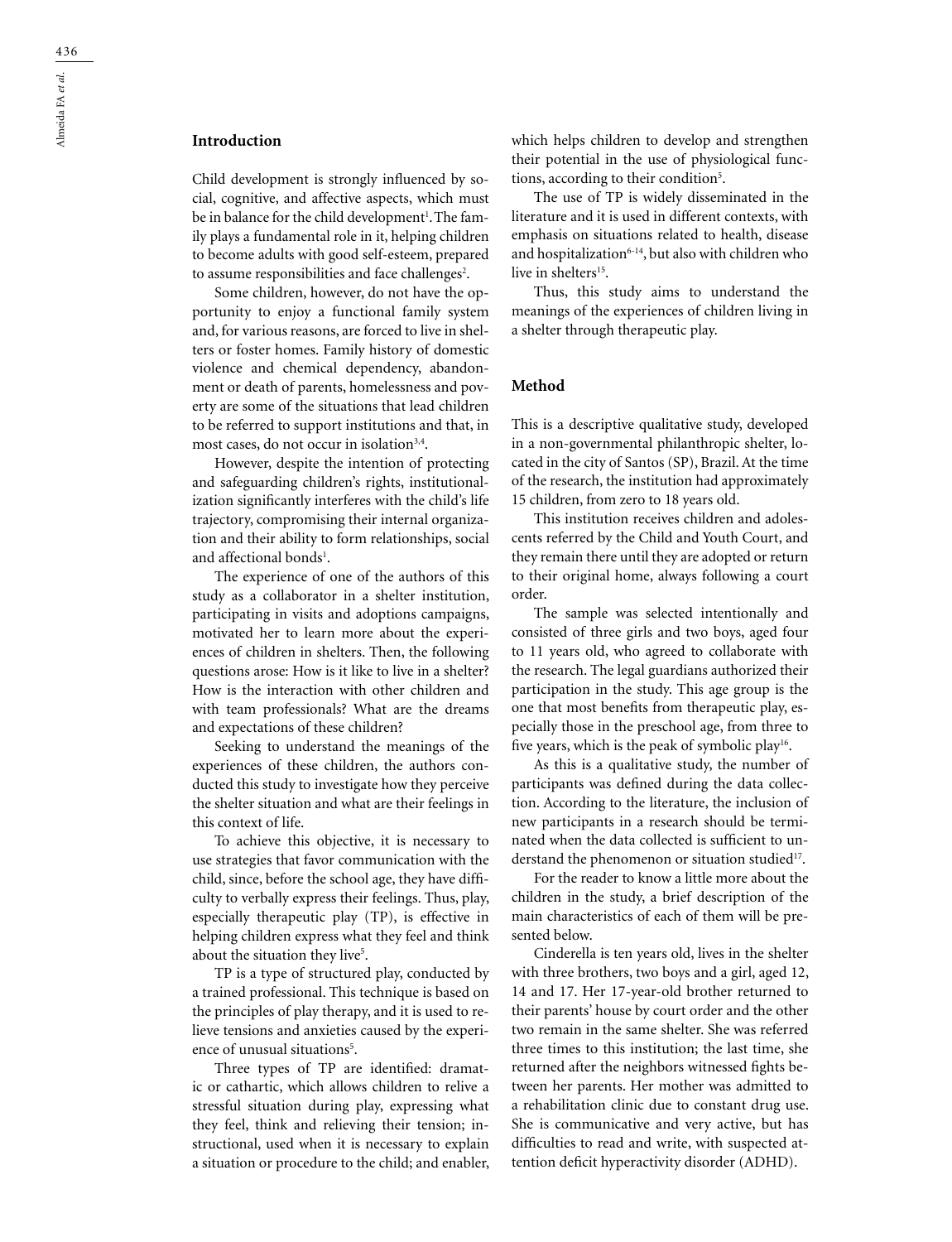## Introduction

Child development is strongly influenced by social, cognitive, and affective aspects, which must be in balance for the child development[1]. The family plays a fundamental role in it, helping children to become adults with good self-esteem, prepared to assume responsibilities and face challenges[2].

Some children, however, do not have the opportunity to enjoy a functional family system and, for various reasons, are forced to live in shelters or foster homes. Family history of domestic violence and chemical dependency, abandonment or death of parents, homelessness and poverty are some of the situations that lead children to be referred to support institutions and that, in most cases, do not occur in isolation[3,4].

However, despite the intention of protecting and safeguarding children's rights, institutionalization significantly interferes with the child's life trajectory, compromising their internal organization and their ability to form relationships, social and affectional bonds[1].

The experience of one of the authors of this study as a collaborator in a shelter institution, participating in visits and adoptions campaigns, motivated her to learn more about the experiences of children in shelters. Then, the following questions arose: How is it like to live in a shelter? How is the interaction with other children and with team professionals? What are the dreams and expectations of these children?

Seeking to understand the meanings of the experiences of these children, the authors conducted this study to investigate how they perceive the shelter situation and what are their feelings in this context of life.

To achieve this objective, it is necessary to use strategies that favor communication with the child, since, before the school age, they have difficulty to verbally express their feelings. Thus, play, especially therapeutic play (TP), is effective in helping children express what they feel and think about the situation they live[5].

TP is a type of structured play, conducted by a trained professional. This technique is based on the principles of play therapy, and it is used to relieve tensions and anxieties caused by the experience of unusual situations[5].

Three types of TP are identified: dramatic or cathartic, which allows children to relive a stressful situation during play, expressing what they feel, think and relieving their tension; instructional, used when it is necessary to explain a situation or procedure to the child; and enabler, which helps children to develop and strengthen their potential in the use of physiological functions, according to their condition[5].

The use of TP is widely disseminated in the literature and it is used in different contexts, with emphasis on situations related to health, disease and hospitalization[6-14], but also with children who live in shelters[15].

Thus, this study aims to understand the meanings of the experiences of children living in a shelter through therapeutic play.

## Method

This is a descriptive qualitative study, developed in a non-governmental philanthropic shelter, located in the city of Santos (SP), Brazil. At the time of the research, the institution had approximately 15 children, from zero to 18 years old.

This institution receives children and adolescents referred by the Child and Youth Court, and they remain there until they are adopted or return to their original home, always following a court order.

The sample was selected intentionally and consisted of three girls and two boys, aged four to 11 years old, who agreed to collaborate with the research. The legal guardians authorized their participation in the study. This age group is the one that most benefits from therapeutic play, especially those in the preschool age, from three to five years, which is the peak of symbolic play[16].

As this is a qualitative study, the number of participants was defined during the data collection. According to the literature, the inclusion of new participants in a research should be terminated when the data collected is sufficient to understand the phenomenon or situation studied[17].

For the reader to know a little more about the children in the study, a brief description of the main characteristics of each of them will be presented below.

Cinderella is ten years old, lives in the shelter with three brothers, two boys and a girl, aged 12, 14 and 17. Her 17-year-old brother returned to their parents' house by court order and the other two remain in the same shelter. She was referred three times to this institution; the last time, she returned after the neighbors witnessed fights between her parents. Her mother was admitted to a rehabilitation clinic due to constant drug use. She is communicative and very active, but has difficulties to read and write, with suspected attention deficit hyperactivity disorder (ADHD).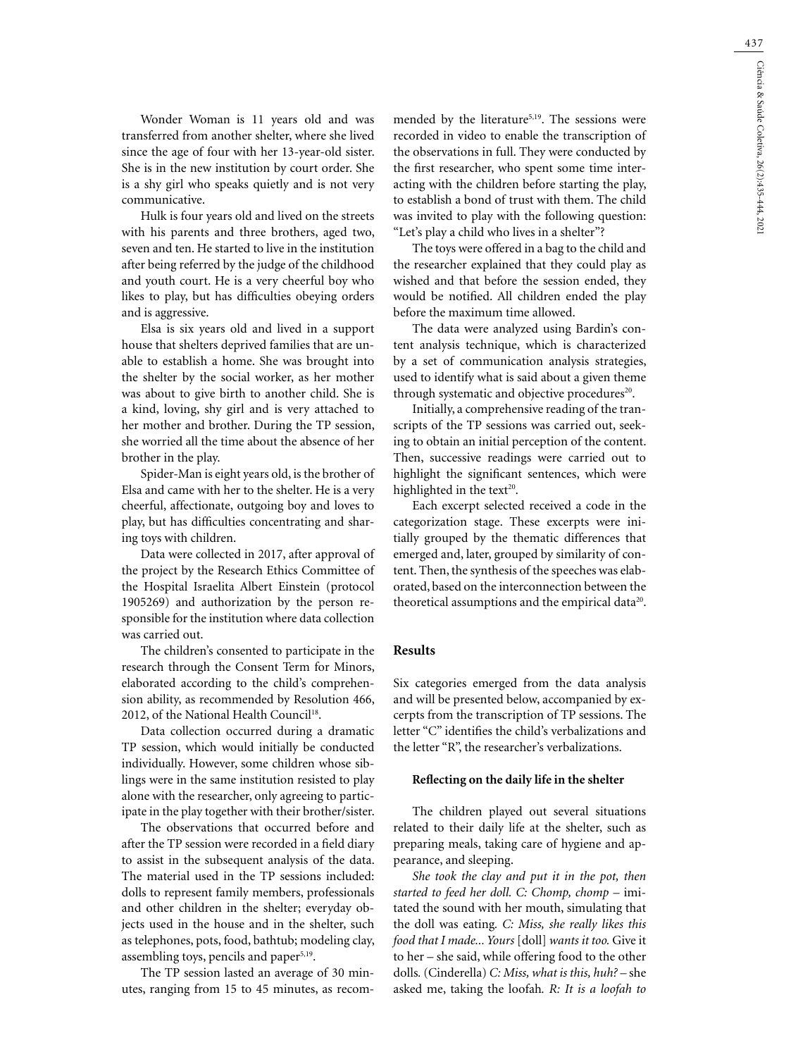Wonder Woman is 11 years old and was transferred from another shelter, where she lived since the age of four with her 13-year-old sister. She is in the new institution by court order. She is a shy girl who speaks quietly and is not very communicative.

Hulk is four years old and lived on the streets with his parents and three brothers, aged two, seven and ten. He started to live in the institution after being referred by the judge of the childhood and youth court. He is a very cheerful boy who likes to play, but has difficulties obeying orders and is aggressive.

Elsa is six years old and lived in a support house that shelters deprived families that are unable to establish a home. She was brought into the shelter by the social worker, as her mother was about to give birth to another child. She is a kind, loving, shy girl and is very attached to her mother and brother. During the TP session, she worried all the time about the absence of her brother in the play.

Spider-Man is eight years old, is the brother of Elsa and came with her to the shelter. He is a very cheerful, affectionate, outgoing boy and loves to play, but has difficulties concentrating and sharing toys with children.

Data were collected in 2017, after approval of the project by the Research Ethics Committee of the Hospital Israelita Albert Einstein (protocol 1905269) and authorization by the person responsible for the institution where data collection was carried out.

The children's consented to participate in the research through the Consent Term for Minors, elaborated according to the child's comprehension ability, as recommended by Resolution 466, 2012, of the National Health Council[18].

Data collection occurred during a dramatic TP session, which would initially be conducted individually. However, some children whose siblings were in the same institution resisted to play alone with the researcher, only agreeing to participate in the play together with their brother/sister.

The observations that occurred before and after the TP session were recorded in a field diary to assist in the subsequent analysis of the data. The material used in the TP sessions included: dolls to represent family members, professionals and other children in the shelter; everyday objects used in the house and in the shelter, such as telephones, pots, food, bathtub; modeling clay, assembling toys, pencils and paper[5,19].

The TP session lasted an average of 30 minutes, ranging from 15 to 45 minutes, as recommended by the literature[5,19]. The sessions were recorded in video to enable the transcription of the observations in full. They were conducted by the first researcher, who spent some time interacting with the children before starting the play, to establish a bond of trust with them. The child was invited to play with the following question: "Let's play a child who lives in a shelter"?

The toys were offered in a bag to the child and the researcher explained that they could play as wished and that before the session ended, they would be notified. All children ended the play before the maximum time allowed.

The data were analyzed using Bardin's content analysis technique, which is characterized by a set of communication analysis strategies, used to identify what is said about a given theme through systematic and objective procedures[20].

Initially, a comprehensive reading of the transcripts of the TP sessions was carried out, seeking to obtain an initial perception of the content. Then, successive readings were carried out to highlight the significant sentences, which were highlighted in the text[20].

Each excerpt selected received a code in the categorization stage. These excerpts were initially grouped by the thematic differences that emerged and, later, grouped by similarity of content. Then, the synthesis of the speeches was elaborated, based on the interconnection between the theoretical assumptions and the empirical data[20].

## Results

Six categories emerged from the data analysis and will be presented below, accompanied by excerpts from the transcription of TP sessions. The letter "C" identifies the child's verbalizations and the letter "R", the researcher's verbalizations.

### Reflecting on the daily life in the shelter

The children played out several situations related to their daily life at the shelter, such as preparing meals, taking care of hygiene and appearance, and sleeping.

*She took the clay and put it in the pot, then started to feed her doll. C: Chomp, chomp* – imitated the sound with her mouth, simulating that the doll was eating. *C: Miss, she really likes this food that I made... Yours* [doll] *wants it too.* Give it to her – she said, while offering food to the other dolls. (Cinderella) *C: Miss, what is this, huh?* – she asked me, taking the loofah. *R: It is a loofah to*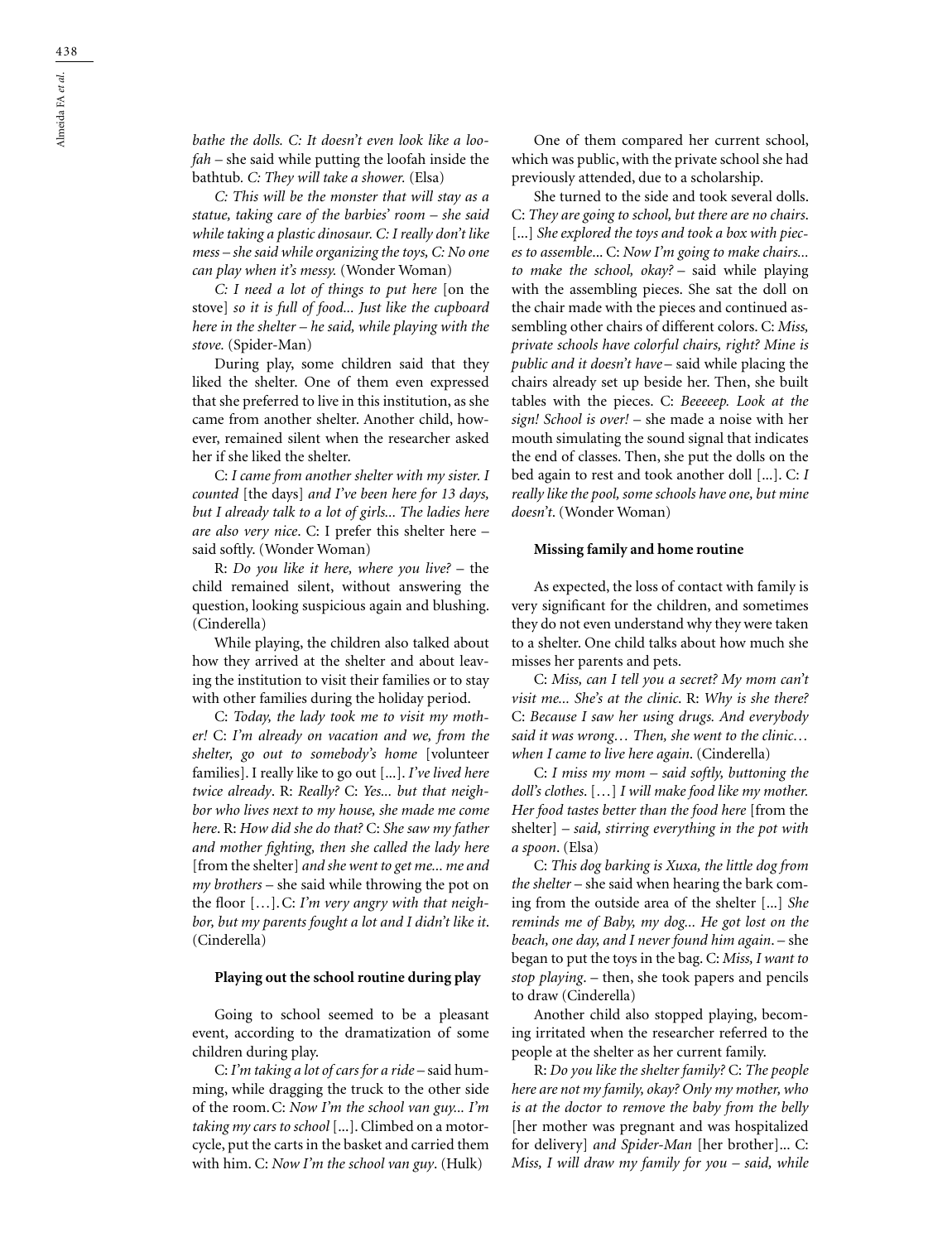*bathe the dolls. C: It doesn't even look like a loofah* – she said while putting the loofah inside the bathtub. *C: They will take a shower.* (Elsa)

*C: This will be the monster that will stay as a statue, taking care of the barbies' room – she said while taking a plastic dinosaur. C: I really don't like mess – she said while organizing the toys, C: No one can play when it's messy.* (Wonder Woman)

*C: I need a lot of things to put here* [on the stove] *so it is full of food... Just like the cupboard here in the shelter – he said, while playing with the stove.* (Spider-Man)

During play, some children said that they liked the shelter. One of them even expressed that she preferred to live in this institution, as she came from another shelter. Another child, however, remained silent when the researcher asked her if she liked the shelter.

C: *I came from another shelter with my sister. I counted* [the days] *and I've been here for 13 days, but I already talk to a lot of girls... The ladies here are also very nice*. C: I prefer this shelter here – said softly. (Wonder Woman)

R: *Do you like it here, where you live?* – the child remained silent, without answering the question, looking suspicious again and blushing. (Cinderella)

While playing, the children also talked about how they arrived at the shelter and about leaving the institution to visit their families or to stay with other families during the holiday period.

C: *Today, the lady took me to visit my mother!* C: *I'm already on vacation and we, from the shelter, go out to somebody's home* [volunteer families]. I really like to go out [...]. *I've lived here twice already*. R: *Really?* C: *Yes... but that neighbor who lives next to my house, she made me come here*. R: *How did she do that?* C: *She saw my father and mother fighting, then she called the lady here* [from the shelter] *and she went to get me... me and my brothers* – she said while throwing the pot on the floor […]. C: *I'm very angry with that neighbor, but my parents fought a lot and I didn't like it*. (Cinderella)

### Playing out the school routine during play

Going to school seemed to be a pleasant event, according to the dramatization of some children during play.

C: *I'm taking a lot of cars for a ride* – said humming, while dragging the truck to the other side of the room. C: *Now I'm the school van guy... I'm taking my cars to school* [...]. Climbed on a motorcycle, put the carts in the basket and carried them with him. C: *Now I'm the school van guy*. (Hulk)

One of them compared her current school, which was public, with the private school she had previously attended, due to a scholarship.

She turned to the side and took several dolls. C: *They are going to school, but there are no chairs*. [...] *She explored the toys and took a box with pieces to assemble*... C: *Now I'm going to make chairs... to make the school, okay?* – said while playing with the assembling pieces. She sat the doll on the chair made with the pieces and continued assembling other chairs of different colors. C: *Miss, private schools have colorful chairs, right? Mine is public and it doesn't have* – said while placing the chairs already set up beside her. Then, she built tables with the pieces. C: *Beeeeep. Look at the sign! School is over!* – she made a noise with her mouth simulating the sound signal that indicates the end of classes. Then, she put the dolls on the bed again to rest and took another doll [...]. C: *I really like the pool, some schools have one, but mine doesn't*. (Wonder Woman)

### Missing family and home routine

As expected, the loss of contact with family is very significant for the children, and sometimes they do not even understand why they were taken to a shelter. One child talks about how much she misses her parents and pets.

C: *Miss, can I tell you a secret? My mom can't visit me... She's at the clinic*. R: *Why is she there?* C: *Because I saw her using drugs. And everybody said it was wrong… Then, she went to the clinic… when I came to live here again*. (Cinderella)

C: *I miss my mom – said softly, buttoning the doll's clothes*. […] *I will make food like my mother. Her food tastes better than the food here* [from the shelter] – *said, stirring everything in the pot with a spoon*. (Elsa)

C: *This dog barking is Xuxa, the little dog from the shelter* – she said when hearing the bark coming from the outside area of the shelter [...] *She reminds me of Baby, my dog... He got lost on the beach, one day, and I never found him again*. – she began to put the toys in the bag. C: *Miss, I want to stop playing*. – then, she took papers and pencils to draw (Cinderella)

Another child also stopped playing, becoming irritated when the researcher referred to the people at the shelter as her current family.

R: *Do you like the shelter family?* C: *The people here are not my family, okay? Only my mother, who is at the doctor to remove the baby from the belly* [her mother was pregnant and was hospitalized for delivery] *and Spider-Man* [her brother]... C: *Miss, I will draw my family for you – said, while*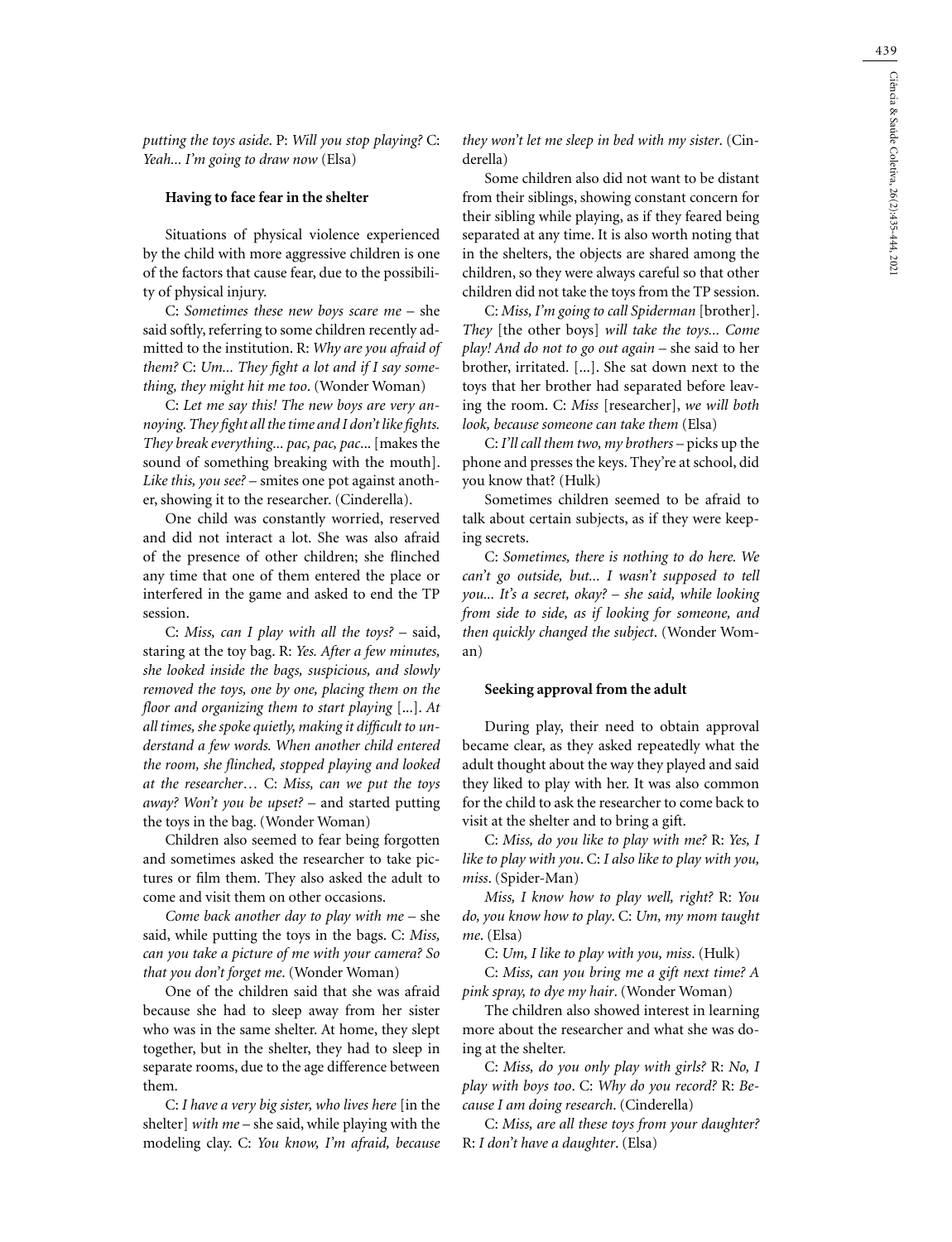*putting the toys aside*. P: *Will you stop playing?* C: *Yeah... I'm going to draw now* (Elsa)

### Having to face fear in the shelter

Situations of physical violence experienced by the child with more aggressive children is one of the factors that cause fear, due to the possibility of physical injury.

C: *Sometimes these new boys scare me* – she said softly, referring to some children recently admitted to the institution. R: *Why are you afraid of them?* C: *Um... They fight a lot and if I say something, they might hit me too*. (Wonder Woman)

C: *Let me say this! The new boys are very annoying. They fight all the time and I don't like fights. They break everything... pac, pac, pac...* [makes the sound of something breaking with the mouth]. *Like this, you see?* – smites one pot against another, showing it to the researcher. (Cinderella).

One child was constantly worried, reserved and did not interact a lot. She was also afraid of the presence of other children; she flinched any time that one of them entered the place or interfered in the game and asked to end the TP session.

C: *Miss, can I play with all the toys?* – said, staring at the toy bag. R: *Yes. After a few minutes, she looked inside the bags, suspicious, and slowly removed the toys, one by one, placing them on the floor and organizing them to start playing* [...]. *At all times, she spoke quietly, making it difficult to understand a few words. When another child entered the room, she flinched, stopped playing and looked at the researcher*… C: *Miss, can we put the toys away? Won't you be upset?* – and started putting the toys in the bag. (Wonder Woman)

Children also seemed to fear being forgotten and sometimes asked the researcher to take pictures or film them. They also asked the adult to come and visit them on other occasions.

*Come back another day to play with me* – she said, while putting the toys in the bags. C: *Miss, can you take a picture of me with your camera? So that you don't forget me*. (Wonder Woman)

One of the children said that she was afraid because she had to sleep away from her sister who was in the same shelter. At home, they slept together, but in the shelter, they had to sleep in separate rooms, due to the age difference between them.

C: *I have a very big sister, who lives here* [in the shelter] *with me* – she said, while playing with the modeling clay. C: *You know, I'm afraid, because they won't let me sleep in bed with my sister*. (Cinderella)

Some children also did not want to be distant from their siblings, showing constant concern for their sibling while playing, as if they feared being separated at any time. It is also worth noting that in the shelters, the objects are shared among the children, so they were always careful so that other children did not take the toys from the TP session.

C: *Miss, I'm going to call Spiderman* [brother]. *They* [the other boys] *will take the toys... Come play! And do not to go out again* – she said to her brother, irritated. [...]. She sat down next to the toys that her brother had separated before leaving the room. C: *Miss* [researcher], *we will both look, because someone can take them* (Elsa)

C: *I'll call them two, my brothers* – picks up the phone and presses the keys. They're at school, did you know that? (Hulk)

Sometimes children seemed to be afraid to talk about certain subjects, as if they were keeping secrets.

C: *Sometimes, there is nothing to do here. We can't go outside, but... I wasn't supposed to tell you... It's a secret, okay? – she said, while looking from side to side, as if looking for someone, and then quickly changed the subject*. (Wonder Woman)

### Seeking approval from the adult

During play, their need to obtain approval became clear, as they asked repeatedly what the adult thought about the way they played and said they liked to play with her. It was also common for the child to ask the researcher to come back to visit at the shelter and to bring a gift.

C: *Miss, do you like to play with me?* R: *Yes, I like to play with you*. C: *I also like to play with you, miss*. (Spider-Man)

*Miss, I know how to play well, right?* R: *You do, you know how to play*. C: *Um, my mom taught me*. (Elsa)

C: *Um, I like to play with you, miss*. (Hulk)

C: *Miss, can you bring me a gift next time? A pink spray, to dye my hair*. (Wonder Woman)

The children also showed interest in learning more about the researcher and what she was doing at the shelter.

C: *Miss, do you only play with girls?* R: *No, I play with boys too*. C: *Why do you record?* R: *Because I am doing research*. (Cinderella)

C: *Miss, are all these toys from your daughter?* R: *I don't have a daughter*. (Elsa)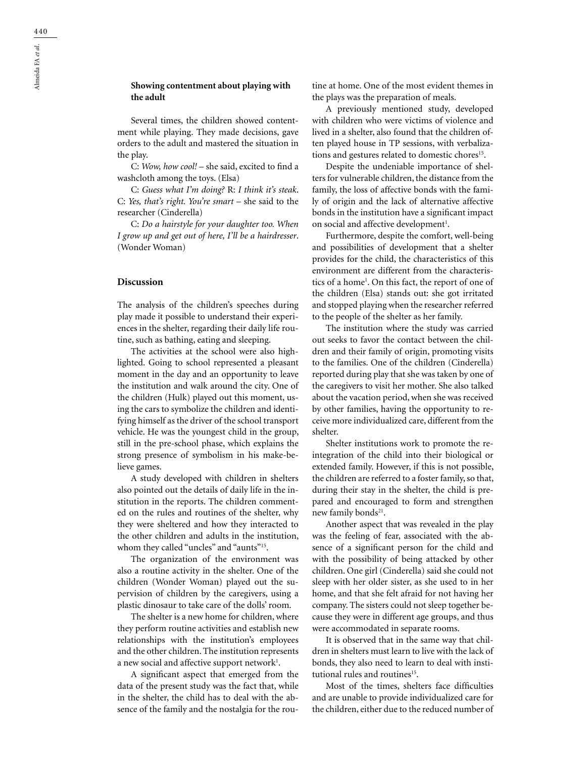### Showing contentment about playing with the adult

Several times, the children showed contentment while playing. They made decisions, gave orders to the adult and mastered the situation in the play.

C: *Wow, how cool!* – she said, excited to find a washcloth among the toys. (Elsa)

C: *Guess what I'm doing?* R: *I think it's steak*. C: *Yes, that's right. You're smart* – she said to the researcher (Cinderella)

C: *Do a hairstyle for your daughter too. When I grow up and get out of here, I'll be a hairdresser*. (Wonder Woman)

## Discussion

The analysis of the children's speeches during play made it possible to understand their experiences in the shelter, regarding their daily life routine, such as bathing, eating and sleeping.

The activities at the school were also highlighted. Going to school represented a pleasant moment in the day and an opportunity to leave the institution and walk around the city. One of the children (Hulk) played out this moment, using the cars to symbolize the children and identifying himself as the driver of the school transport vehicle. He was the youngest child in the group, still in the pre-school phase, which explains the strong presence of symbolism in his make-believe games.

A study developed with children in shelters also pointed out the details of daily life in the institution in the reports. The children commented on the rules and routines of the shelter, why they were sheltered and how they interacted to the other children and adults in the institution, whom they called "uncles" and "aunts"[15].

The organization of the environment was also a routine activity in the shelter. One of the children (Wonder Woman) played out the supervision of children by the caregivers, using a plastic dinosaur to take care of the dolls' room.

The shelter is a new home for children, where they perform routine activities and establish new relationships with the institution's employees and the other children. The institution represents a new social and affective support network[1].

A significant aspect that emerged from the data of the present study was the fact that, while in the shelter, the child has to deal with the absence of the family and the nostalgia for the routine at home. One of the most evident themes in the plays was the preparation of meals.

A previously mentioned study, developed with children who were victims of violence and lived in a shelter, also found that the children often played house in TP sessions, with verbalizations and gestures related to domestic chores[15].

Despite the undeniable importance of shelters for vulnerable children, the distance from the family, the loss of affective bonds with the family of origin and the lack of alternative affective bonds in the institution have a significant impact on social and affective development[1].

Furthermore, despite the comfort, well-being and possibilities of development that a shelter provides for the child, the characteristics of this environment are different from the characteristics of a home[1]. On this fact, the report of one of the children (Elsa) stands out: she got irritated and stopped playing when the researcher referred to the people of the shelter as her family.

The institution where the study was carried out seeks to favor the contact between the children and their family of origin, promoting visits to the families. One of the children (Cinderella) reported during play that she was taken by one of the caregivers to visit her mother. She also talked about the vacation period, when she was received by other families, having the opportunity to receive more individualized care, different from the shelter.

Shelter institutions work to promote the reintegration of the child into their biological or extended family. However, if this is not possible, the children are referred to a foster family, so that, during their stay in the shelter, the child is prepared and encouraged to form and strengthen new family bonds[21].

Another aspect that was revealed in the play was the feeling of fear, associated with the absence of a significant person for the child and with the possibility of being attacked by other children. One girl (Cinderella) said she could not sleep with her older sister, as she used to in her home, and that she felt afraid for not having her company. The sisters could not sleep together because they were in different age groups, and thus were accommodated in separate rooms.

It is observed that in the same way that children in shelters must learn to live with the lack of bonds, they also need to learn to deal with institutional rules and routines[15].

Most of the times, shelters face difficulties and are unable to provide individualized care for the children, either due to the reduced number of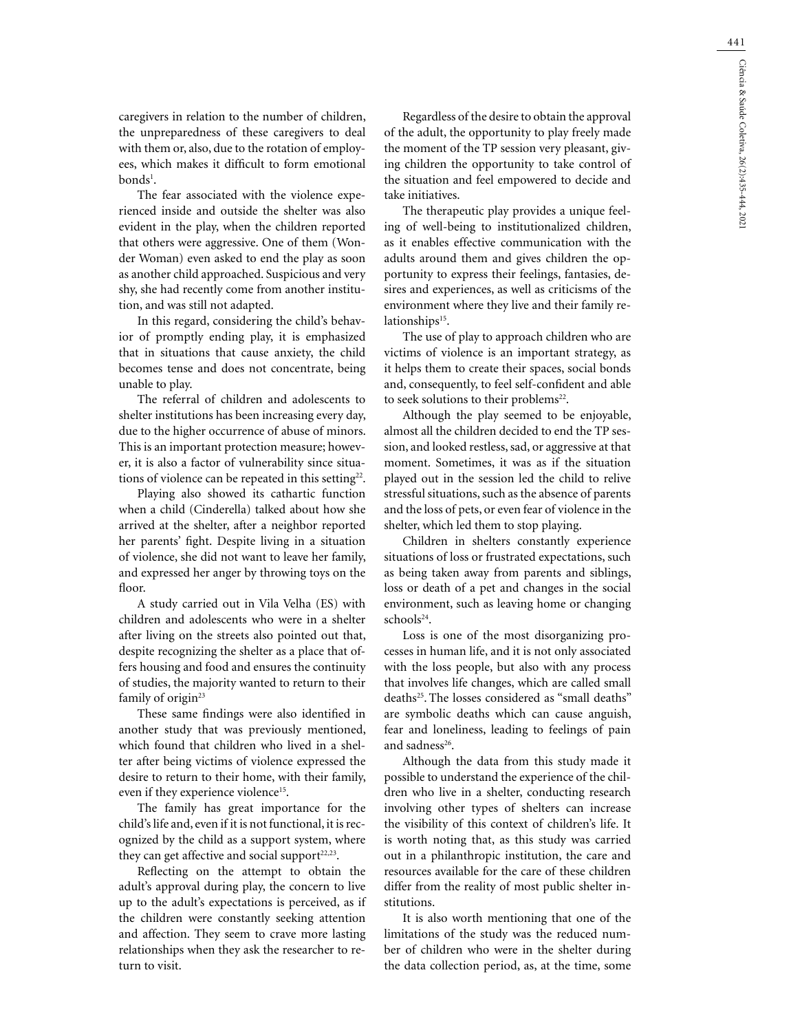caregivers in relation to the number of children, the unpreparedness of these caregivers to deal with them or, also, due to the rotation of employees, which makes it difficult to form emotional bonds[1].

The fear associated with the violence experienced inside and outside the shelter was also evident in the play, when the children reported that others were aggressive. One of them (Wonder Woman) even asked to end the play as soon as another child approached. Suspicious and very shy, she had recently come from another institution, and was still not adapted.

In this regard, considering the child's behavior of promptly ending play, it is emphasized that in situations that cause anxiety, the child becomes tense and does not concentrate, being unable to play.

The referral of children and adolescents to shelter institutions has been increasing every day, due to the higher occurrence of abuse of minors. This is an important protection measure; however, it is also a factor of vulnerability since situations of violence can be repeated in this setting[22].

Playing also showed its cathartic function when a child (Cinderella) talked about how she arrived at the shelter, after a neighbor reported her parents' fight. Despite living in a situation of violence, she did not want to leave her family, and expressed her anger by throwing toys on the floor.

A study carried out in Vila Velha (ES) with children and adolescents who were in a shelter after living on the streets also pointed out that, despite recognizing the shelter as a place that offers housing and food and ensures the continuity of studies, the majority wanted to return to their family of origin[23]

These same findings were also identified in another study that was previously mentioned, which found that children who lived in a shelter after being victims of violence expressed the desire to return to their home, with their family, even if they experience violence[15].

The family has great importance for the child's life and, even if it is not functional, it is recognized by the child as a support system, where they can get affective and social support[22,23].

Reflecting on the attempt to obtain the adult's approval during play, the concern to live up to the adult's expectations is perceived, as if the children were constantly seeking attention and affection. They seem to crave more lasting relationships when they ask the researcher to return to visit.

Regardless of the desire to obtain the approval of the adult, the opportunity to play freely made the moment of the TP session very pleasant, giving children the opportunity to take control of the situation and feel empowered to decide and take initiatives.

The therapeutic play provides a unique feeling of well-being to institutionalized children, as it enables effective communication with the adults around them and gives children the opportunity to express their feelings, fantasies, desires and experiences, as well as criticisms of the environment where they live and their family relationships[15].

The use of play to approach children who are victims of violence is an important strategy, as it helps them to create their spaces, social bonds and, consequently, to feel self-confident and able to seek solutions to their problems[22].

Although the play seemed to be enjoyable, almost all the children decided to end the TP session, and looked restless, sad, or aggressive at that moment. Sometimes, it was as if the situation played out in the session led the child to relive stressful situations, such as the absence of parents and the loss of pets, or even fear of violence in the shelter, which led them to stop playing.

Children in shelters constantly experience situations of loss or frustrated expectations, such as being taken away from parents and siblings, loss or death of a pet and changes in the social environment, such as leaving home or changing schools[24].

Loss is one of the most disorganizing processes in human life, and it is not only associated with the loss people, but also with any process that involves life changes, which are called small deaths[25]. The losses considered as "small deaths" are symbolic deaths which can cause anguish, fear and loneliness, leading to feelings of pain and sadness[26].

Although the data from this study made it possible to understand the experience of the children who live in a shelter, conducting research involving other types of shelters can increase the visibility of this context of children's life. It is worth noting that, as this study was carried out in a philanthropic institution, the care and resources available for the care of these children differ from the reality of most public shelter institutions.

It is also worth mentioning that one of the limitations of the study was the reduced number of children who were in the shelter during the data collection period, as, at the time, some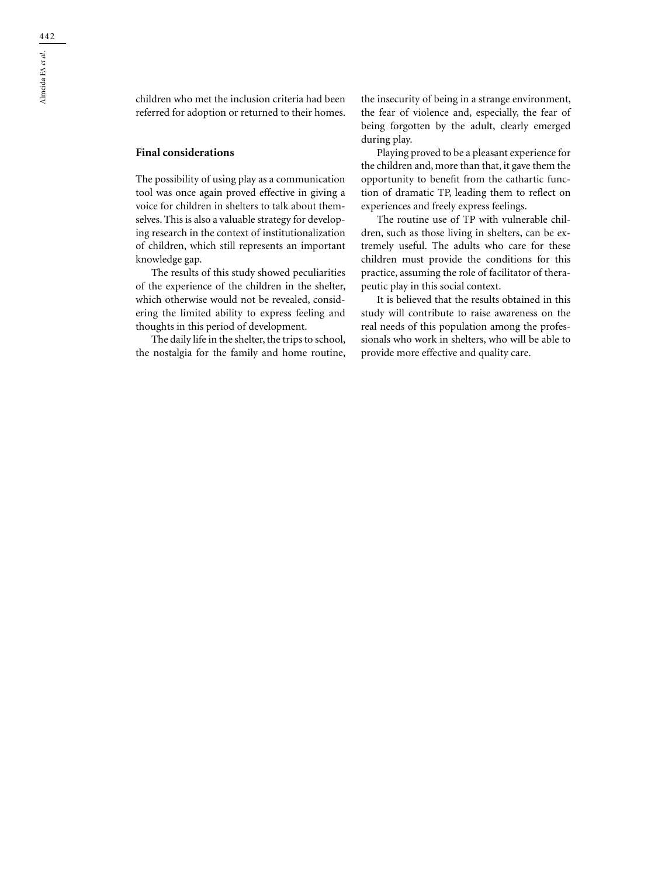children who met the inclusion criteria had been referred for adoption or returned to their homes.

## Final considerations

The possibility of using play as a communication tool was once again proved effective in giving a voice for children in shelters to talk about themselves. This is also a valuable strategy for developing research in the context of institutionalization of children, which still represents an important knowledge gap.

The results of this study showed peculiarities of the experience of the children in the shelter, which otherwise would not be revealed, considering the limited ability to express feeling and thoughts in this period of development.

The daily life in the shelter, the trips to school, the nostalgia for the family and home routine, the insecurity of being in a strange environment, the fear of violence and, especially, the fear of being forgotten by the adult, clearly emerged during play.

Playing proved to be a pleasant experience for the children and, more than that, it gave them the opportunity to benefit from the cathartic function of dramatic TP, leading them to reflect on experiences and freely express feelings.

The routine use of TP with vulnerable children, such as those living in shelters, can be extremely useful. The adults who care for these children must provide the conditions for this practice, assuming the role of facilitator of therapeutic play in this social context.

It is believed that the results obtained in this study will contribute to raise awareness on the real needs of this population among the professionals who work in shelters, who will be able to provide more effective and quality care.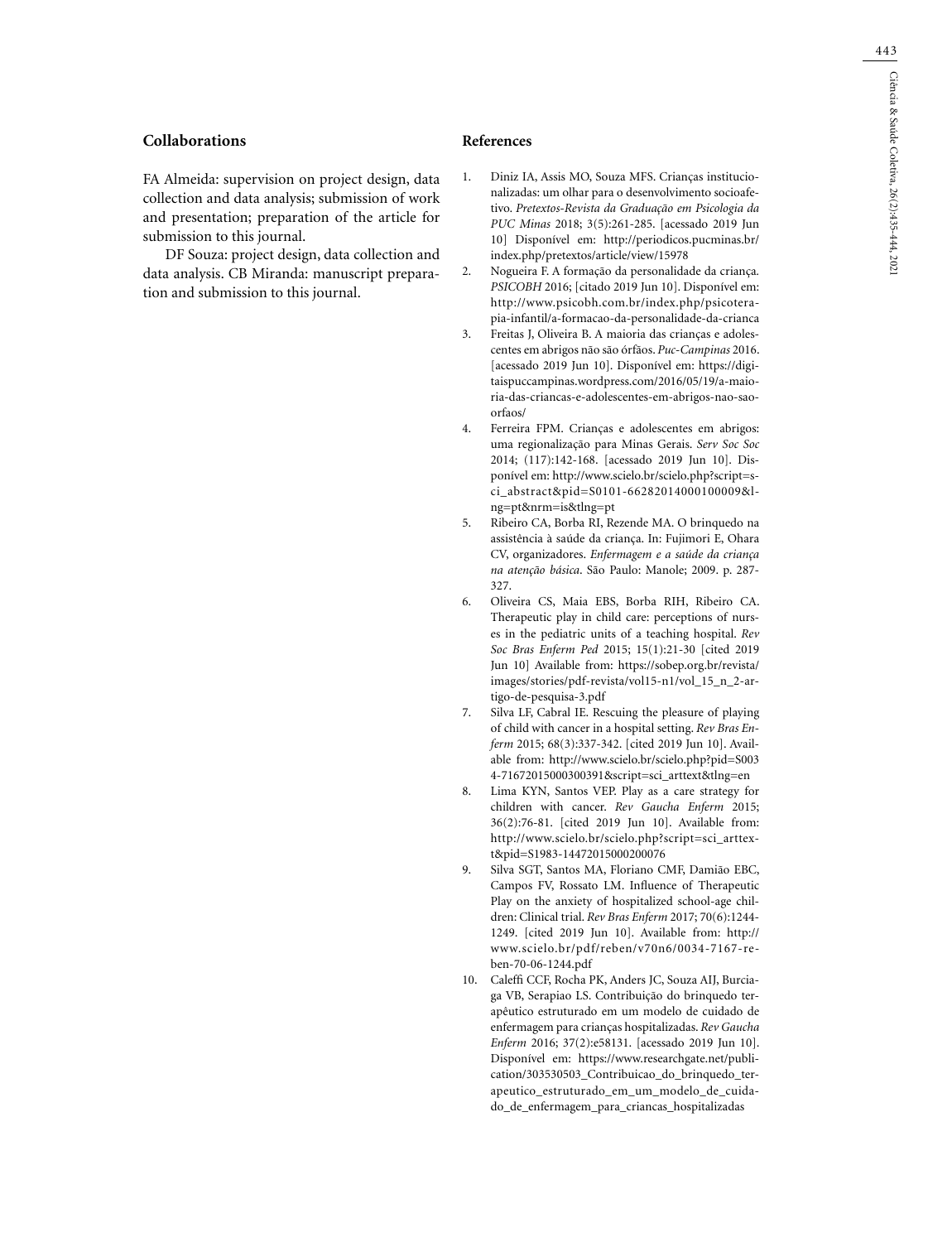## Collaborations

FA Almeida: supervision on project design, data collection and data analysis; submission of work and presentation; preparation of the article for submission to this journal.

DF Souza: project design, data collection and data analysis. CB Miranda: manuscript preparation and submission to this journal.

## References

1. Diniz IA, Assis MO, Souza MFS. Crianças institucionalizadas: um olhar para o desenvolvimento socioafetivo. *Pretextos-Revista da Graduação em Psicologia da PUC Minas* 2018; 3(5):261-285. [acessado 2019 Jun 10] Disponível em: http://periodicos.pucminas.br/index.php/pretextos/article/view/15978
2. Nogueira F. A formação da personalidade da criança. *PSICOBH* 2016; [citado 2019 Jun 10]. Disponível em: http://www.psicobh.com.br/index.php/psicoterapia-infantil/a-formacao-da-personalidade-da-crianca
3. Freitas J, Oliveira B. A maioria das crianças e adolescentes em abrigos não são órfãos. *Puc-Campinas* 2016. [acessado 2019 Jun 10]. Disponível em: https://digitaispuccampinas.wordpress.com/2016/05/19/a-maioria-das-criancas-e-adolescentes-em-abrigos-nao-sao-orfaos/
4. Ferreira FPM. Crianças e adolescentes em abrigos: uma regionalização para Minas Gerais. *Serv Soc Soc* 2014; (117):142-168. [acessado 2019 Jun 10]. Disponível em: http://www.scielo.br/scielo.php?script=sci_abstract&pid=S0101-66282014000100009&lng=pt&nrm=is&tlng=pt
5. Ribeiro CA, Borba RI, Rezende MA. O brinquedo na assistência à saúde da criança. In: Fujimori E, Ohara CV, organizadores. *Enfermagem e a saúde da criança na atenção básica*. São Paulo: Manole; 2009. p. 287-327.
6. Oliveira CS, Maia EBS, Borba RIH, Ribeiro CA. Therapeutic play in child care: perceptions of nurses in the pediatric units of a teaching hospital. *Rev Soc Bras Enferm Ped* 2015; 15(1):21-30 [cited 2019 Jun 10] Available from: https://sobep.org.br/revista/images/stories/pdf-revista/vol15-n1/vol_15_n_2-artigo-de-pesquisa-3.pdf
7. Silva LF, Cabral IE. Rescuing the pleasure of playing of child with cancer in a hospital setting. *Rev Bras Enferm* 2015; 68(3):337-342. [cited 2019 Jun 10]. Available from: http://www.scielo.br/scielo.php?pid=S0034-71672015000300391&script=sci_arttext&tlng=en
8. Lima KYN, Santos VEP. Play as a care strategy for children with cancer. *Rev Gaucha Enferm* 2015; 36(2):76-81. [cited 2019 Jun 10]. Available from: http://www.scielo.br/scielo.php?script=sci_arttext&pid=S1983-14472015000200076
9. Silva SGT, Santos MA, Floriano CMF, Damião EBC, Campos FV, Rossato LM. Influence of Therapeutic Play on the anxiety of hospitalized school-age children: Clinical trial. *Rev Bras Enferm* 2017; 70(6):1244-1249. [cited 2019 Jun 10]. Available from: http://www.scielo.br/pdf/reben/v70n6/0034-7167-reben-70-06-1244.pdf
10. Caleffi CCF, Rocha PK, Anders JC, Souza AIJ, Burciaga VB, Serapiao LS. Contribuição do brinquedo terapêutico estruturado em um modelo de cuidado de enfermagem para crianças hospitalizadas. *Rev Gaucha Enferm* 2016; 37(2):e58131. [acessado 2019 Jun 10]. Disponível em: https://www.researchgate.net/publication/303530503_Contribuicao_do_brinquedo_terapeutico_estruturado_em_um_modelo_de_cuidado_de_enfermagem_para_criancas_hospitalizadas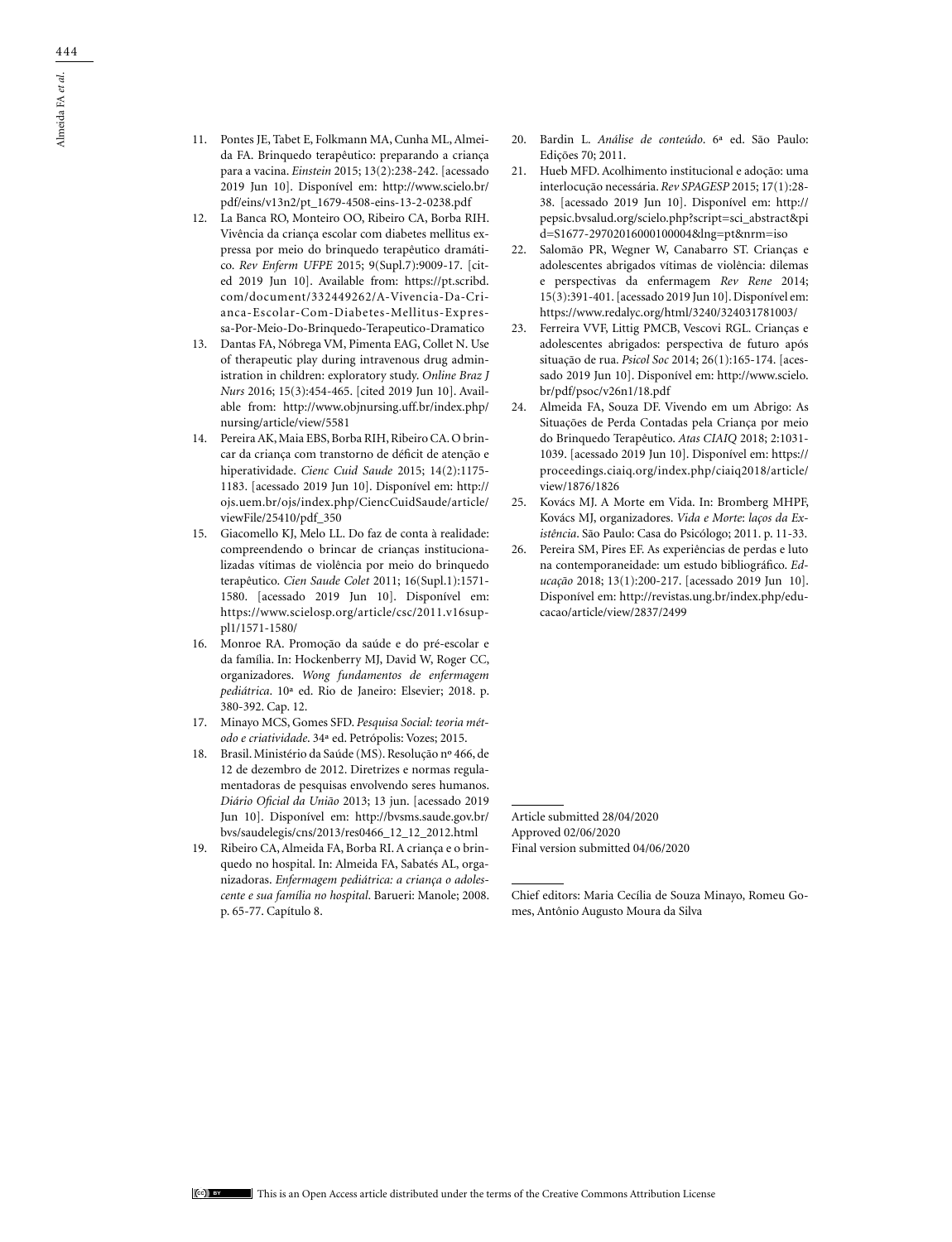11. Pontes JE, Tabet E, Folkmann MA, Cunha ML, Almeida FA. Brinquedo terapêutico: preparando a criança para a vacina. *Einstein* 2015; 13(2):238-242. [acessado 2019 Jun 10]. Disponível em: http://www.scielo.br/pdf/eins/v13n2/pt_1679-4508-eins-13-2-0238.pdf
12. La Banca RO, Monteiro OO, Ribeiro CA, Borba RIH. Vivência da criança escolar com diabetes mellitus expressa por meio do brinquedo terapêutico dramático. *Rev Enferm UFPE* 2015; 9(Supl.7):9009-17. [cited 2019 Jun 10]. Available from: https://pt.scribd.com/document/332449262/A-Vivencia-Da-Crianca-Escolar-Com-Diabetes-Mellitus-Expressa-Por-Meio-Do-Brinquedo-Terapeutico-Dramatico
13. Dantas FA, Nóbrega VM, Pimenta EAG, Collet N. Use of therapeutic play during intravenous drug administration in children: exploratory study. *Online Braz J Nurs* 2016; 15(3):454-465. [cited 2019 Jun 10]. Available from: http://www.objnursing.uff.br/index.php/nursing/article/view/5581
14. Pereira AK, Maia EBS, Borba RIH, Ribeiro CA. O brincar da criança com transtorno de déficit de atenção e hiperatividade. *Cienc Cuid Saude* 2015; 14(2):1175-1183. [acessado 2019 Jun 10]. Disponível em: http://ojs.uem.br/ojs/index.php/CiencCuidSaude/article/viewFile/25410/pdf_350
15. Giacomello KJ, Melo LL. Do faz de conta à realidade: compreendendo o brincar de crianças institucionalizadas vítimas de violência por meio do brinquedo terapêutico. *Cien Saude Colet* 2011; 16(Supl.1):1571-1580. [acessado 2019 Jun 10]. Disponível em: https://www.scielosp.org/article/csc/2011.v16suppl1/1571-1580/
16. Monroe RA. Promoção da saúde e do pré-escolar e da família. In: Hockenberry MJ, David W, Roger CC, organizadores. *Wong fundamentos de enfermagem pediátrica*. 10ª ed. Rio de Janeiro: Elsevier; 2018. p. 380-392. Cap. 12.
17. Minayo MCS, Gomes SFD. *Pesquisa Social: teoria método e criatividade*. 34ª ed. Petrópolis: Vozes; 2015.
18. Brasil. Ministério da Saúde (MS). Resolução nº 466, de 12 de dezembro de 2012. Diretrizes e normas regulamentadoras de pesquisas envolvendo seres humanos. *Diário Oficial da União* 2013; 13 jun. [acessado 2019 Jun 10]. Disponível em: http://bvsms.saude.gov.br/bvs/saudelegis/cns/2013/res0466_12_12_2012.html
19. Ribeiro CA, Almeida FA, Borba RI. A criança e o brinquedo no hospital. In: Almeida FA, Sabatés AL, organizadoras. *Enfermagem pediátrica: a criança o adolescente e sua família no hospital*. Barueri: Manole; 2008. p. 65-77. Capítulo 8.
20. Bardin L. *Análise de conteúdo*. 6ª ed. São Paulo: Edições 70; 2011.
21. Hueb MFD. Acolhimento institucional e adoção: uma interlocução necessária. *Rev SPAGESP* 2015; 17(1):28-38. [acessado 2019 Jun 10]. Disponível em: http://pepsic.bvsalud.org/scielo.php?script=sci_abstract&pid=S1677-29702016000100004&lng=pt&nrm=iso
22. Salomão PR, Wegner W, Canabarro ST. Crianças e adolescentes abrigados vítimas de violência: dilemas e perspectivas da enfermagem *Rev Rene* 2014; 15(3):391-401. [acessado 2019 Jun 10]. Disponível em: https://www.redalyc.org/html/3240/324031781003/
23. Ferreira VVF, Littig PMCB, Vescovi RGL. Crianças e adolescentes abrigados: perspectiva de futuro após situação de rua. *Psicol Soc* 2014; 26(1):165-174. [acessado 2019 Jun 10]. Disponível em: http://www.scielo.br/pdf/psoc/v26n1/18.pdf
24. Almeida FA, Souza DF. Vivendo em um Abrigo: As Situações de Perda Contadas pela Criança por meio do Brinquedo Terapêutico. *Atas CIAIQ* 2018; 2:1031-1039. [acessado 2019 Jun 10]. Disponível em: https://proceedings.ciaiq.org/index.php/ciaiq2018/article/view/1876/1826
25. Kovács MJ. A Morte em Vida. In: Bromberg MHPF, Kovács MJ, organizadores. *Vida e Morte*: *laços da Existência*. São Paulo: Casa do Psicólogo; 2011. p. 11-33.
26. Pereira SM, Pires EF. As experiências de perdas e luto na contemporaneidade: um estudo bibliográfico. *Educação* 2018; 13(1):200-217. [acessado 2019 Jun 10]. Disponível em: http://revistas.ung.br/index.php/educacao/article/view/2837/2499

---

Article submitted 28/04/2020
Approved 02/06/2020
Final version submitted 04/06/2020

---

Chief editors: Maria Cecília de Souza Minayo, Romeu Gomes, Antônio Augusto Moura da Silva

This is an Open Access article distributed under the terms of the Creative Commons Attribution License